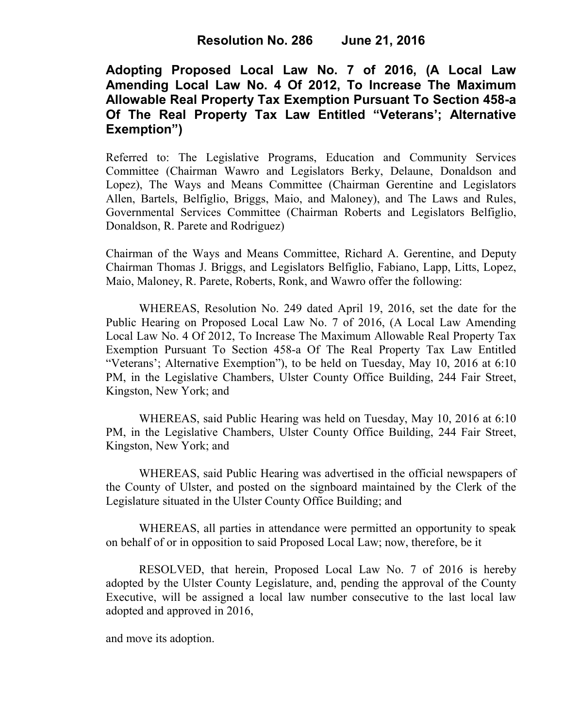# Resolution No. 286 June 21, 2016

## Adopting Proposed Local Law No. 7 of 2016, (A Local Law Amending Local Law No. 4 Of 2012, To Increase The Maximum Allowable Real Property Tax Exemption Pursuant To Section 458-a Of The Real Property Tax Law Entitled "Veterans'; Alternative Exemption")

Referred to: The Legislative Programs, Education and Community Services Committee (Chairman Wawro and Legislators Berky, Delaune, Donaldson and Lopez), The Ways and Means Committee (Chairman Gerentine and Legislators Allen, Bartels, Belfiglio, Briggs, Maio, and Maloney), and The Laws and Rules, Governmental Services Committee (Chairman Roberts and Legislators Belfiglio, Donaldson, R. Parete and Rodriguez)

Chairman of the Ways and Means Committee, Richard A. Gerentine, and Deputy Chairman Thomas J. Briggs, and Legislators Belfiglio, Fabiano, Lapp, Litts, Lopez, Maio, Maloney, R. Parete, Roberts, Ronk, and Wawro offer the following:

WHEREAS, Resolution No. 249 dated April 19, 2016, set the date for the Public Hearing on Proposed Local Law No. 7 of 2016, (A Local Law Amending Local Law No. 4 Of 2012, To Increase The Maximum Allowable Real Property Tax Exemption Pursuant To Section 458-a Of The Real Property Tax Law Entitled "Veterans'; Alternative Exemption"), to be held on Tuesday, May 10, 2016 at 6:10 PM, in the Legislative Chambers, Ulster County Office Building, 244 Fair Street, Kingston, New York; and

WHEREAS, said Public Hearing was held on Tuesday, May 10, 2016 at 6:10 PM, in the Legislative Chambers, Ulster County Office Building, 244 Fair Street, Kingston, New York; and

WHEREAS, said Public Hearing was advertised in the official newspapers of the County of Ulster, and posted on the signboard maintained by the Clerk of the Legislature situated in the Ulster County Office Building; and

WHEREAS, all parties in attendance were permitted an opportunity to speak on behalf of or in opposition to said Proposed Local Law; now, therefore, be it

RESOLVED, that herein, Proposed Local Law No. 7 of 2016 is hereby adopted by the Ulster County Legislature, and, pending the approval of the County Executive, will be assigned a local law number consecutive to the last local law adopted and approved in 2016,

and move its adoption.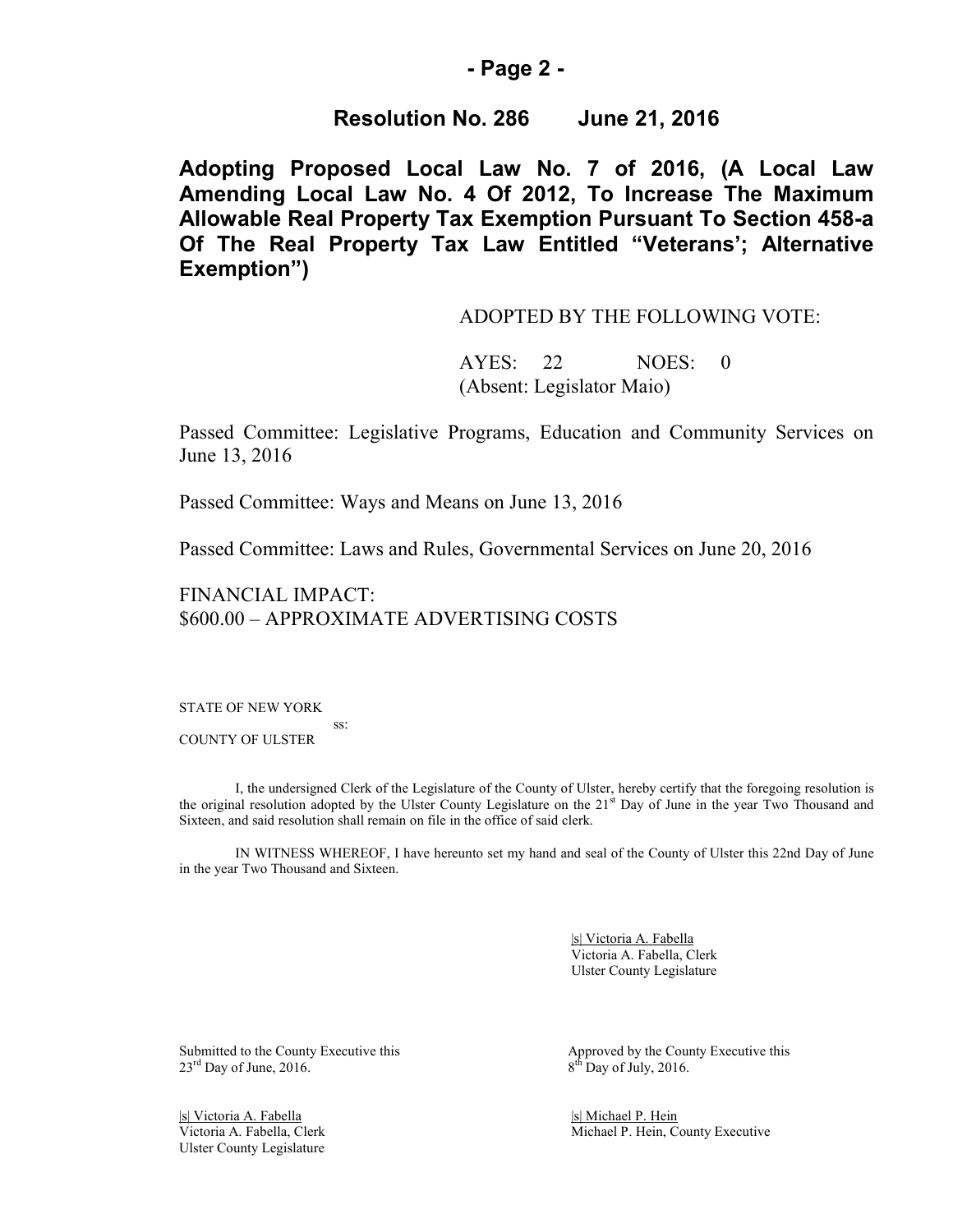**Resolution No. 286 June 21, 2016**

**Adopting Proposed Local Law No. 7 of 2016, (A Local Law Amending Local Law No. 4 Of 2012, To Increase The Maximum Allowable Real Property Tax Exemption Pursuant To Section 458-a Of The Real Property Tax Law Entitled "Veterans'; Alternative Exemption")**

ADOPTED BY THE FOLLOWING VOTE:

AYES: 22 NOES: 0
(Absent: Legislator Maio)

Passed Committee: Legislative Programs, Education and Community Services on June 13, 2016

Passed Committee: Ways and Means on June 13, 2016

Passed Committee: Laws and Rules, Governmental Services on June 20, 2016

FINANCIAL IMPACT:
$600.00 – APPROXIMATE ADVERTISING COSTS

STATE OF NEW YORK
ss:
COUNTY OF ULSTER

I, the undersigned Clerk of the Legislature of the County of Ulster, hereby certify that the foregoing resolution is the original resolution adopted by the Ulster County Legislature on the 21st Day of June in the year Two Thousand and Sixteen, and said resolution shall remain on file in the office of said clerk.

IN WITNESS WHEREOF, I have hereunto set my hand and seal of the County of Ulster this 22nd Day of June in the year Two Thousand and Sixteen.

|s| Victoria A. Fabella
Victoria A. Fabella, Clerk
Ulster County Legislature

Submitted to the County Executive this 23rd Day of June, 2016.

|s| Victoria A. Fabella
Victoria A. Fabella, Clerk
Ulster County Legislature

Approved by the County Executive this 8th Day of July, 2016.

|s| Michael P. Hein
Michael P. Hein, County Executive